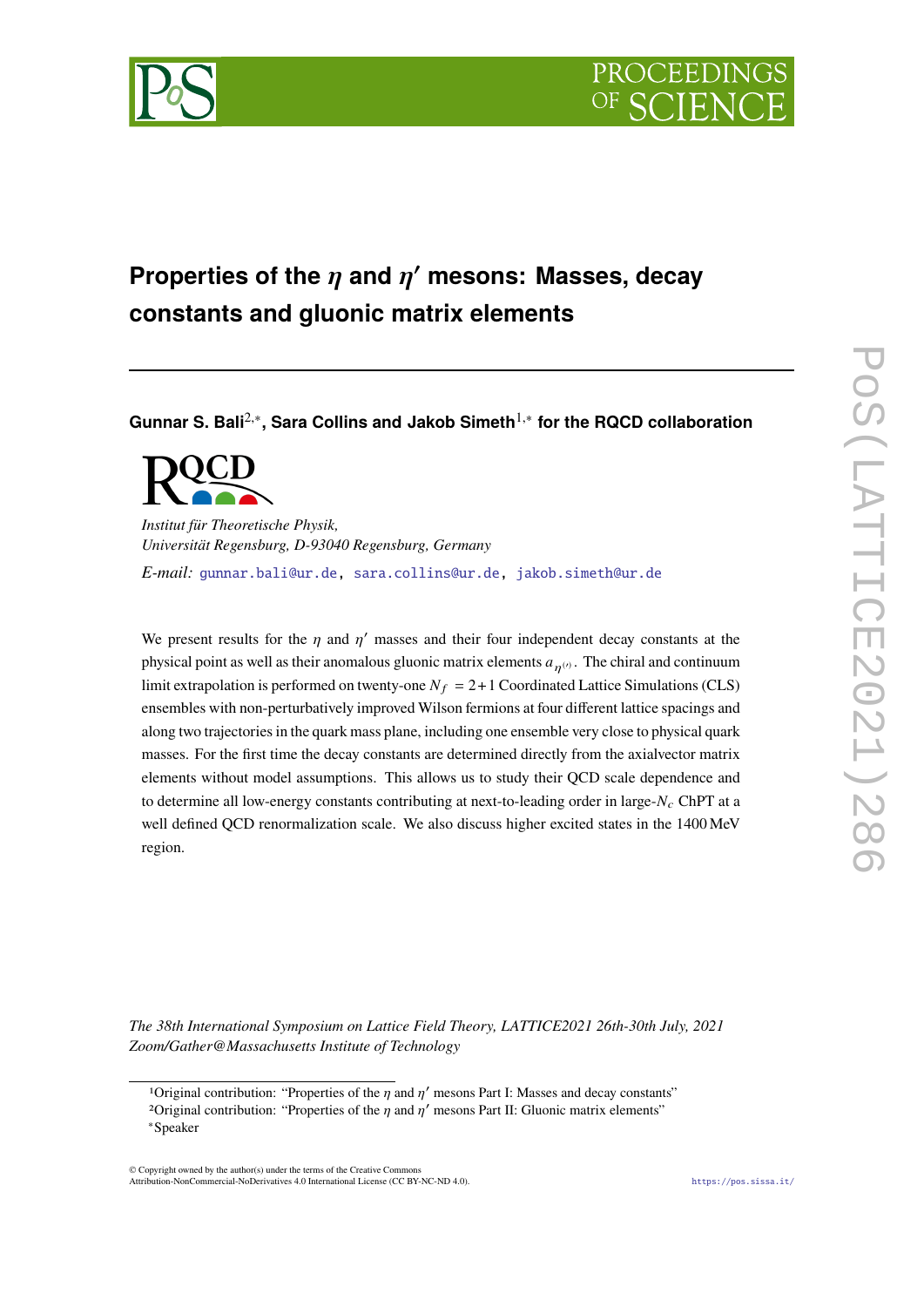# Properties of the $\eta$ and $\eta'$ mesons: Masses, decay constants and gluonic matrix elements

**Gunnar S. Bali**[2,*], **Sara Collins and Jakob Simeth**[1,*] **for the RQCD collaboration**

*Institut für Theoretische Physik,*
*Universität Regensburg, D-93040 Regensburg, Germany*

*E-mail:* gunnar.bali@ur.de, sara.collins@ur.de, jakob.simeth@ur.de

We present results for the $\eta$ and $\eta'$ masses and their four independent decay constants at the physical point as well as their anomalous gluonic matrix elements $a_{\eta^{(\prime)}}$. The chiral and continuum limit extrapolation is performed on twenty-one $N_f = 2+1$ Coordinated Lattice Simulations (CLS) ensembles with non-perturbatively improved Wilson fermions at four different lattice spacings and along two trajectories in the quark mass plane, including one ensemble very close to physical quark masses. For the first time the decay constants are determined directly from the axialvector matrix elements without model assumptions. This allows us to study their QCD scale dependence and to determine all low-energy constants contributing at next-to-leading order in large-$N_c$ ChPT at a well defined QCD renormalization scale. We also discuss higher excited states in the 1400 MeV region.

*The 38th International Symposium on Lattice Field Theory, LATTICE2021 26th-30th July, 2021*
*Zoom/Gather@Massachusetts Institute of Technology*

---

[1] Original contribution: "Properties of the $\eta$ and $\eta'$ mesons Part I: Masses and decay constants"
[2] Original contribution: "Properties of the $\eta$ and $\eta'$ mesons Part II: Gluonic matrix elements"
[*] Speaker

© Copyright owned by the author(s) under the terms of the Creative Commons Attribution-NonCommercial-NoDerivatives 4.0 International License (CC BY-NC-ND 4.0). https://pos.sissa.it/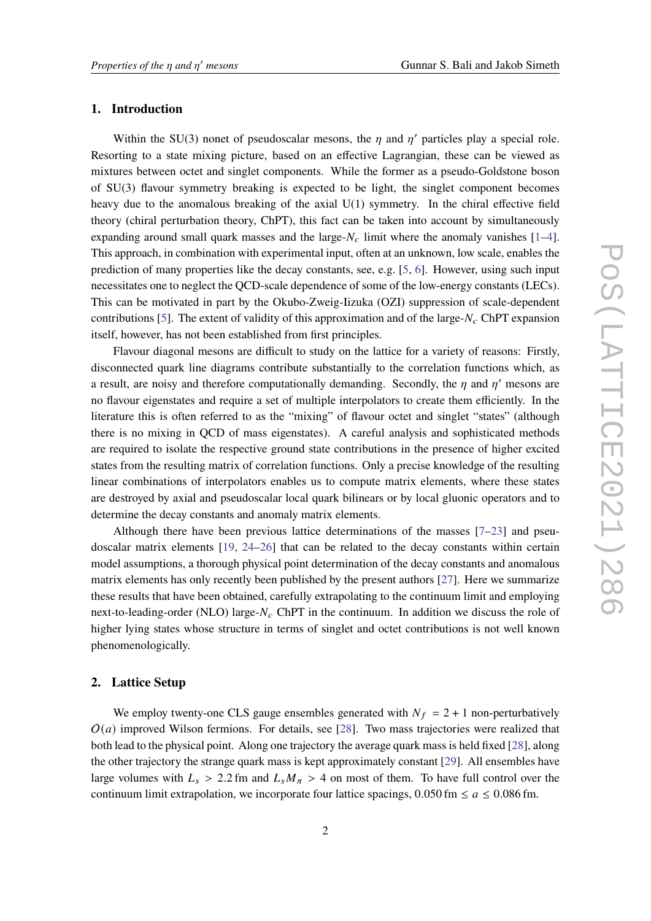## 1. Introduction

Within the SU(3) nonet of pseudoscalar mesons, the $\eta$ and $\eta'$ particles play a special role. Resorting to a state mixing picture, based on an effective Lagrangian, these can be viewed as mixtures between octet and singlet components. While the former as a pseudo-Goldstone boson of SU(3) flavour symmetry breaking is expected to be light, the singlet component becomes heavy due to the anomalous breaking of the axial U(1) symmetry. In the chiral effective field theory (chiral perturbation theory, ChPT), this fact can be taken into account by simultaneously expanding around small quark masses and the large-$N_c$ limit where the anomaly vanishes [1–4]. This approach, in combination with experimental input, often at an unknown, low scale, enables the prediction of many properties like the decay constants, see, e.g. [5, 6]. However, using such input necessitates one to neglect the QCD-scale dependence of some of the low-energy constants (LECs). This can be motivated in part by the Okubo-Zweig-Iizuka (OZI) suppression of scale-dependent contributions [5]. The extent of validity of this approximation and of the large-$N_c$ ChPT expansion itself, however, has not been established from first principles.

Flavour diagonal mesons are difficult to study on the lattice for a variety of reasons: Firstly, disconnected quark line diagrams contribute substantially to the correlation functions which, as a result, are noisy and therefore computationally demanding. Secondly, the $\eta$ and $\eta'$ mesons are no flavour eigenstates and require a set of multiple interpolators to create them efficiently. In the literature this is often referred to as the "mixing" of flavour octet and singlet "states" (although there is no mixing in QCD of mass eigenstates). A careful analysis and sophisticated methods are required to isolate the respective ground state contributions in the presence of higher excited states from the resulting matrix of correlation functions. Only a precise knowledge of the resulting linear combinations of interpolators enables us to compute matrix elements, where these states are destroyed by axial and pseudoscalar local quark bilinears or by local gluonic operators and to determine the decay constants and anomaly matrix elements.

Although there have been previous lattice determinations of the masses [7–23] and pseudoscalar matrix elements [19, 24–26] that can be related to the decay constants within certain model assumptions, a thorough physical point determination of the decay constants and anomalous matrix elements has only recently been published by the present authors [27]. Here we summarize these results that have been obtained, carefully extrapolating to the continuum limit and employing next-to-leading-order (NLO) large-$N_c$ ChPT in the continuum. In addition we discuss the role of higher lying states whose structure in terms of singlet and octet contributions is not well known phenomenologically.

## 2. Lattice Setup

We employ twenty-one CLS gauge ensembles generated with $N_f = 2 + 1$ non-perturbatively $O(a)$ improved Wilson fermions. For details, see [28]. Two mass trajectories were realized that both lead to the physical point. Along one trajectory the average quark mass is held fixed [28], along the other trajectory the strange quark mass is kept approximately constant [29]. All ensembles have large volumes with $L_s > 2.2\,\text{fm}$ and $L_s M_\pi > 4$ on most of them. To have full control over the continuum limit extrapolation, we incorporate four lattice spacings, $0.050\,\text{fm} \le a \le 0.086\,\text{fm}$.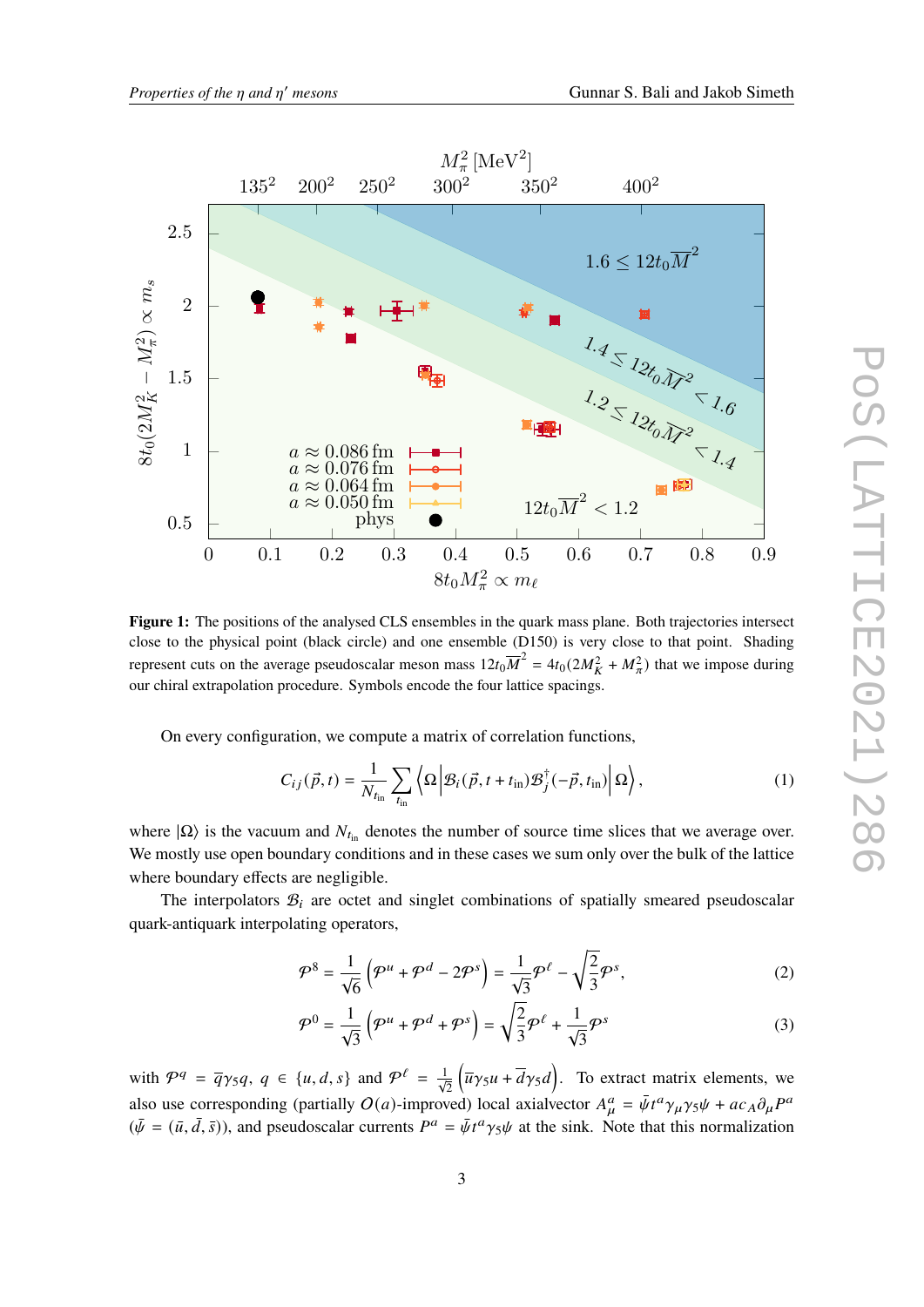**Figure 1:** The positions of the analysed CLS ensembles in the quark mass plane. Both trajectories intersect close to the physical point (black circle) and one ensemble (D150) is very close to that point. Shading represent cuts on the average pseudoscalar meson mass $12t_0\overline{M}^2 = 4t_0(2M_K^2 + M_\pi^2)$ that we impose during our chiral extrapolation procedure. Symbols encode the four lattice spacings.

On every configuration, we compute a matrix of correlation functions,

$$C_{ij}(\vec{p}, t) = \frac{1}{N_{t_\text{in}}} \sum_{t_\text{in}} \left\langle \Omega \middle| \mathcal{B}_i(\vec{p}, t + t_\text{in}) \mathcal{B}_j^\dagger(-\vec{p}, t_\text{in}) \middle| \Omega \right\rangle, \tag{1}$$

where $|\Omega\rangle$ is the vacuum and $N_{t_\text{in}}$ denotes the number of source time slices that we average over. We mostly use open boundary conditions and in these cases we sum only over the bulk of the lattice where boundary effects are negligible.

The interpolators $\mathcal{B}_i$ are octet and singlet combinations of spatially smeared pseudoscalar quark-antiquark interpolating operators,

$$\mathcal{P}^8 = \frac{1}{\sqrt{6}} \left( \mathcal{P}^u + \mathcal{P}^d - 2\mathcal{P}^s \right) = \frac{1}{\sqrt{3}} \mathcal{P}^\ell - \sqrt{\frac{2}{3}} \mathcal{P}^s, \tag{2}$$

$$\mathcal{P}^0 = \frac{1}{\sqrt{3}} \left( \mathcal{P}^u + \mathcal{P}^d + \mathcal{P}^s \right) = \sqrt{\frac{2}{3}} \mathcal{P}^\ell + \frac{1}{\sqrt{3}} \mathcal{P}^s \tag{3}$$

with $\mathcal{P}^q = \overline{q}\gamma_5 q$, $q \in \{u, d, s\}$ and $\mathcal{P}^\ell = \frac{1}{\sqrt{2}} \left( \overline{u}\gamma_5 u + \overline{d}\gamma_5 d \right)$. To extract matrix elements, we also use corresponding (partially $O(a)$-improved) local axialvector $A_\mu^a = \bar{\psi} t^a \gamma_\mu \gamma_5 \psi + a c_A \partial_\mu P^a$ ($\bar{\psi} = (\bar{u}, \bar{d}, \bar{s})$), and pseudoscalar currents $P^a = \bar{\psi} t^a \gamma_5 \psi$ at the sink. Note that this normalization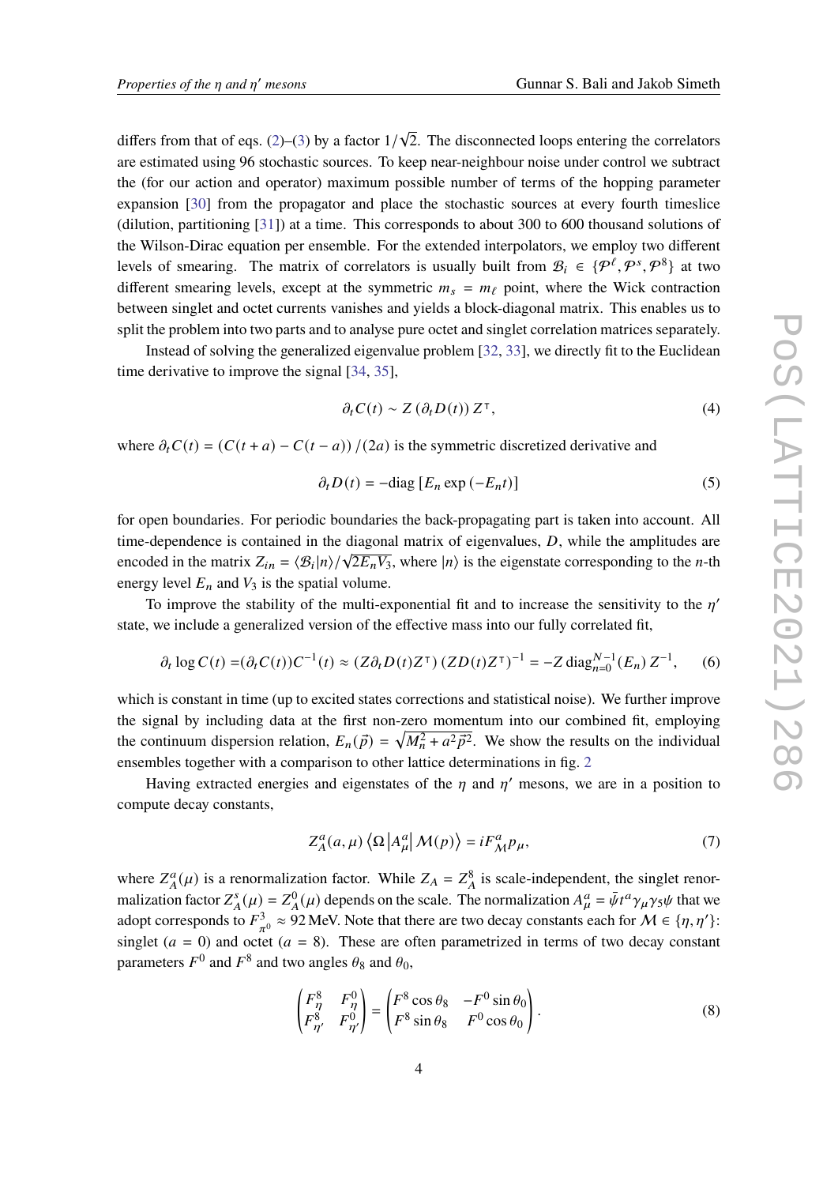differs from that of eqs. (2)–(3) by a factor $1/\sqrt{2}$. The disconnected loops entering the correlators are estimated using 96 stochastic sources. To keep near-neighbour noise under control we subtract the (for our action and operator) maximum possible number of terms of the hopping parameter expansion [30] from the propagator and place the stochastic sources at every fourth timeslice (dilution, partitioning [31]) at a time. This corresponds to about 300 to 600 thousand solutions of the Wilson-Dirac equation per ensemble. For the extended interpolators, we employ two different levels of smearing. The matrix of correlators is usually built from $\mathcal{B}_i \in \{\mathcal{P}^\ell, \mathcal{P}^s, \mathcal{P}^8\}$ at two different smearing levels, except at the symmetric $m_s = m_\ell$ point, where the Wick contraction between singlet and octet currents vanishes and yields a block-diagonal matrix. This enables us to split the problem into two parts and to analyse pure octet and singlet correlation matrices separately.

Instead of solving the generalized eigenvalue problem [32, 33], we directly fit to the Euclidean time derivative to improve the signal [34, 35],

$$\partial_t C(t) \sim Z\,(\partial_t D(t))\,Z^\intercal, \tag{4}$$

where $\partial_t C(t) = (C(t+a) - C(t-a))/(2a)$ is the symmetric discretized derivative and

$$\partial_t D(t) = -\mathrm{diag}\left[E_n \exp\left(-E_n t\right)\right] \tag{5}$$

for open boundaries. For periodic boundaries the back-propagating part is taken into account. All time-dependence is contained in the diagonal matrix of eigenvalues, $D$, while the amplitudes are encoded in the matrix $Z_{in} = \langle \mathcal{B}_i | n\rangle / \sqrt{2E_n V_3}$, where $|n\rangle$ is the eigenstate corresponding to the $n$-th energy level $E_n$ and $V_3$ is the spatial volume.

To improve the stability of the multi-exponential fit and to increase the sensitivity to the $\eta'$ state, we include a generalized version of the effective mass into our fully correlated fit,

$$\partial_t \log C(t) = (\partial_t C(t))C^{-1}(t) \approx (Z\partial_t D(t) Z^\intercal)\,(ZD(t)Z^\intercal)^{-1} = -Z\,\mathrm{diag}_{n=0}^{N-1}(E_n)\,Z^{-1}, \tag{6}$$

which is constant in time (up to excited states corrections and statistical noise). We further improve the signal by including data at the first non-zero momentum into our combined fit, employing the continuum dispersion relation, $E_n(\vec{p}) = \sqrt{M_n^2 + a^2\vec{p}^2}$. We show the results on the individual ensembles together with a comparison to other lattice determinations in fig. 2

Having extracted energies and eigenstates of the $\eta$ and $\eta'$ mesons, we are in a position to compute decay constants,

$$Z_A^a(a,\mu)\left\langle \Omega \left| A_\mu^a \right| \mathcal{M}(p) \right\rangle = i F_{\mathcal{M}}^a p_\mu, \tag{7}$$

where $Z_A^a(\mu)$ is a renormalization factor. While $Z_A = Z_A^8$ is scale-independent, the singlet renormalization factor $Z_A^s(\mu) = Z_A^0(\mu)$ depends on the scale. The normalization $A_\mu^a = \bar{\psi} t^a \gamma_\mu \gamma_5 \psi$ that we adopt corresponds to $F_{\pi^0}^3 \approx 92\,\mathrm{MeV}$. Note that there are two decay constants each for $\mathcal{M} \in \{\eta, \eta'\}$: singlet ($a = 0$) and octet ($a = 8$). These are often parametrized in terms of two decay constant parameters $F^0$ and $F^8$ and two angles $\theta_8$ and $\theta_0$,

$$\begin{pmatrix} F_\eta^8 & F_\eta^0 \\ F_{\eta'}^8 & F_{\eta'}^0 \end{pmatrix} = \begin{pmatrix} F^8 \cos\theta_8 & -F^0 \sin\theta_0 \\ F^8 \sin\theta_8 & F^0 \cos\theta_0 \end{pmatrix}. \tag{8}$$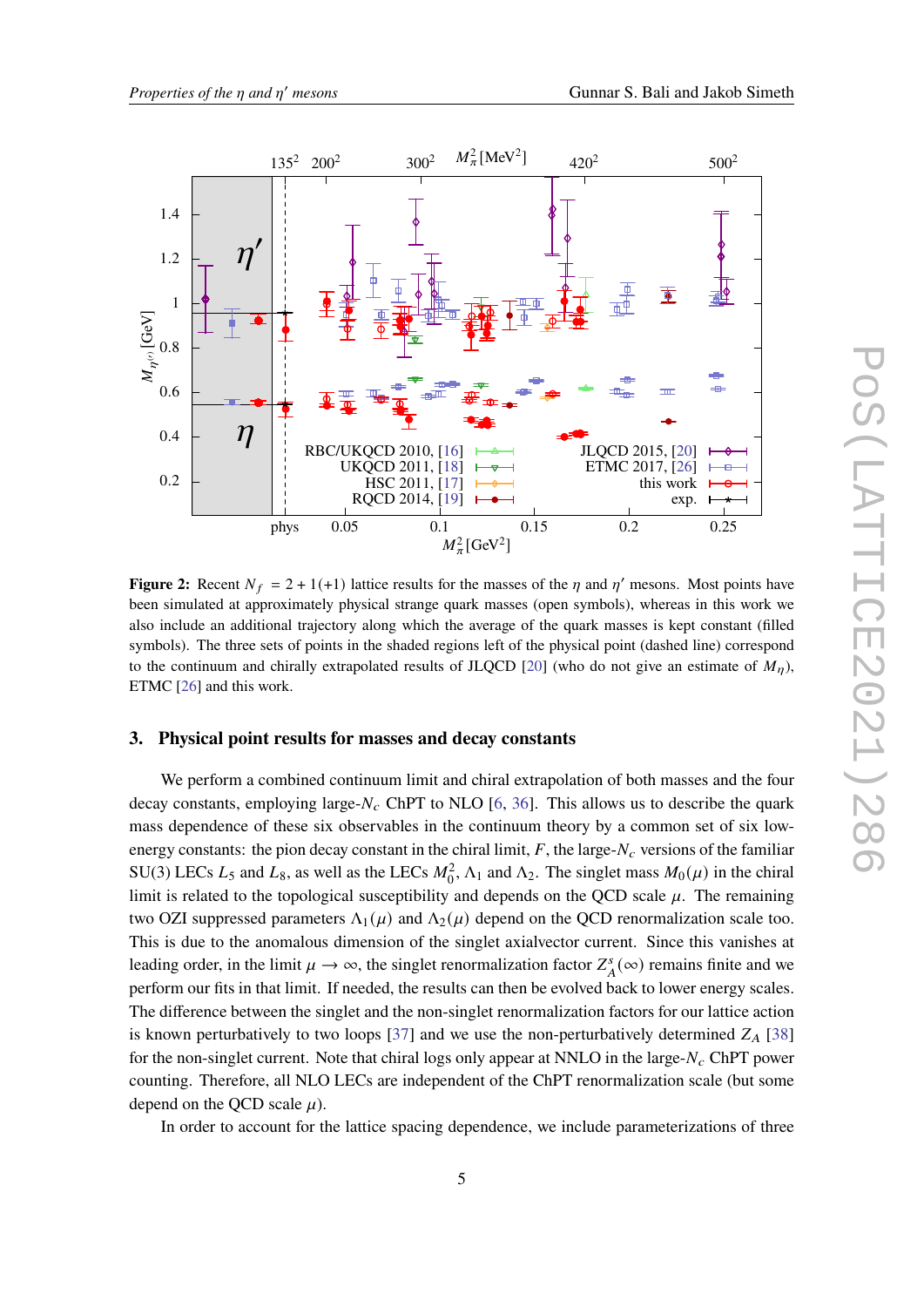**Figure 2:** Recent $N_f = 2+1(+1)$ lattice results for the masses of the $\eta$ and $\eta'$ mesons. Most points have been simulated at approximately physical strange quark masses (open symbols), whereas in this work we also include an additional trajectory along which the average of the quark masses is kept constant (filled symbols). The three sets of points in the shaded regions left of the physical point (dashed line) correspond to the continuum and chirally extrapolated results of JLQCD [20] (who do not give an estimate of $M_\eta$), ETMC [26] and this work.

## 3. Physical point results for masses and decay constants

We perform a combined continuum limit and chiral extrapolation of both masses and the four decay constants, employing large-$N_c$ ChPT to NLO [6, 36]. This allows us to describe the quark mass dependence of these six observables in the continuum theory by a common set of six low-energy constants: the pion decay constant in the chiral limit, $F$, the large-$N_c$ versions of the familiar SU(3) LECs $L_5$ and $L_8$, as well as the LECs $M_0^2$, $\Lambda_1$ and $\Lambda_2$. The singlet mass $M_0(\mu)$ in the chiral limit is related to the topological susceptibility and depends on the QCD scale $\mu$. The remaining two OZI suppressed parameters $\Lambda_1(\mu)$ and $\Lambda_2(\mu)$ depend on the QCD renormalization scale too. This is due to the anomalous dimension of the singlet axialvector current. Since this vanishes at leading order, in the limit $\mu \to \infty$, the singlet renormalization factor $Z_A^s(\infty)$ remains finite and we perform our fits in that limit. If needed, the results can then be evolved back to lower energy scales. The difference between the singlet and the non-singlet renormalization factors for our lattice action is known perturbatively to two loops [37] and we use the non-perturbatively determined $Z_A$ [38] for the non-singlet current. Note that chiral logs only appear at NNLO in the large-$N_c$ ChPT power counting. Therefore, all NLO LECs are independent of the ChPT renormalization scale (but some depend on the QCD scale $\mu$).

In order to account for the lattice spacing dependence, we include parameterizations of three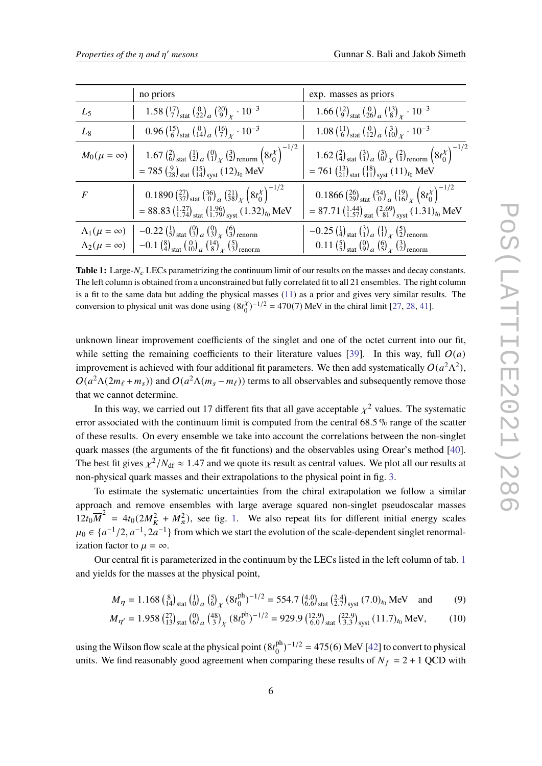|  | no priors | exp. masses as priors |
| --- | --- | --- |
| $L_5$ | $1.58\,\binom{17}{7}_{\rm stat}\binom{0}{22}_a\binom{20}{9}_\chi\cdot 10^{-3}$ | $1.66\,\binom{12}{9}_{\rm stat}\binom{0}{26}_a\binom{13}{8}_\chi\cdot 10^{-3}$ |
| $L_8$ | $0.96\,\binom{15}{6}_{\rm stat}\binom{0}{14}_a\binom{16}{7}_\chi\cdot 10^{-3}$ | $1.08\,\binom{11}{6}_{\rm stat}\binom{0}{12}_a\binom{3}{10}_\chi\cdot 10^{-3}$ |
| $M_0(\mu=\infty)$ | $1.67\,\binom{2}{6}_{\rm stat}\binom{1}{2}_a\binom{0}{1}_\chi\binom{3}{2}_{\rm renorm}\left(8t_0^\chi\right)^{-1/2}$ $= 785\,\binom{9}{28}_{\rm stat}\binom{15}{14}_{\rm syst}(12)_{t_0}$ MeV | $1.62\,\binom{2}{4}_{\rm stat}\binom{3}{1}_a\binom{3}{0}_\chi\binom{2}{1}_{\rm renorm}\left(8t_0^\chi\right)^{-1/2}$ $= 761\,\binom{13}{21}_{\rm stat}\binom{18}{11}_{\rm syst}(11)_{t_0}$ MeV |
| $F$ | $0.1890\,\binom{27}{37}_{\rm stat}\binom{36}{0}_a\binom{21}{38}_\chi\left(8t_0^\chi\right)^{-1/2}$ $= 88.83\,\binom{1.27}{1.74}_{\rm stat}\binom{1.96}{1.79}_{\rm syst}(1.32)_{t_0}$ MeV | $0.1866\,\binom{26}{29}_{\rm stat}\binom{54}{0}_a\binom{19}{16}_\chi\left(8t_0^\chi\right)^{-1/2}$ $= 87.71\,\binom{1.44}{1.57}_{\rm stat}\binom{2.69}{81}_{\rm syst}(1.31)_{t_0}$ MeV |
| $\Lambda_1(\mu=\infty)$ | $-0.22\,\binom{1}{5}_{\rm stat}\binom{0}{3}_a\binom{0}{3}_\chi\binom{6}{3}_{\rm renorm}$ | $-0.25\,\binom{1}{4}_{\rm stat}\binom{3}{1}_a\binom{1}{1}_\chi\binom{5}{2}_{\rm renorm}$ |
| $\Lambda_2(\mu=\infty)$ | $-0.1\,\binom{8}{4}_{\rm stat}\binom{0}{10}_a\binom{14}{8}_\chi\binom{5}{3}_{\rm renorm}$ | $0.11\,\binom{5}{5}_{\rm stat}\binom{0}{9}_a\binom{6}{5}_\chi\binom{3}{2}_{\rm renorm}$ |

**Table 1:** Large-$N_c$ LECs parametrizing the continuum limit of our results on the masses and decay constants. The left column is obtained from a unconstrained but fully correlated fit to all 21 ensembles. The right column is a fit to the same data but adding the physical masses (11) as a prior and gives very similar results. The conversion to physical unit was done using $(8t_0^\chi)^{-1/2} = 470(7)$ MeV in the chiral limit [27, 28, 41].

unknown linear improvement coefficients of the singlet and one of the octet current into our fit, while setting the remaining coefficients to their literature values [39]. In this way, full $O(a)$ improvement is achieved with four additional fit parameters. We then add systematically $O(a^2\Lambda^2)$, $O(a^2\Lambda(2m_\ell+m_s))$ and $O(a^2\Lambda(m_s-m_\ell))$ terms to all observables and subsequently remove those that we cannot determine.

In this way, we carried out 17 different fits that all gave acceptable $\chi^2$ values. The systematic error associated with the continuum limit is computed from the central 68.5 % range of the scatter of these results. On every ensemble we take into account the correlations between the non-singlet quark masses (the arguments of the fit functions) and the observables using Orear's method [40]. The best fit gives $\chi^2/N_{\rm df}\approx 1.47$ and we quote its result as central values. We plot all our results at non-physical quark masses and their extrapolations to the physical point in fig. 3.

To estimate the systematic uncertainties from the chiral extrapolation we follow a similar approach and remove ensembles with large average squared non-singlet pseudoscalar masses $12t_0\overline{M}^2 = 4t_0(2M_K^2+M_\pi^2)$, see fig. 1. We also repeat fits for different initial energy scales $\mu_0\in\{a^{-1}/2, a^{-1}, 2a^{-1}\}$ from which we start the evolution of the scale-dependent singlet renormalization factor to $\mu=\infty$.

Our central fit is parameterized in the continuum by the LECs listed in the left column of tab. 1 and yields for the masses at the physical point,

$$M_\eta = 1.168\,\binom{8}{14}_{\rm stat}\binom{1}{0}_a\binom{5}{6}_\chi(8t_0^{\rm ph})^{-1/2} = 554.7\,\binom{4.0}{6.6}_{\rm stat}\binom{2.4}{2.7}_{\rm syst}(7.0)_{t_0}\,\text{MeV}\quad\text{and}\tag{9}$$

$$M_{\eta'} = 1.958\,\binom{27}{13}_{\rm stat}\binom{0}{6}_a\binom{48}{3}_\chi(8t_0^{\rm ph})^{-1/2} = 929.9\,\binom{12.9}{6.0}_{\rm stat}\binom{22.9}{3.3}_{\rm syst}(11.7)_{t_0}\,\text{MeV},\tag{10}$$

using the Wilson flow scale at the physical point $(8t_0^{\rm ph})^{-1/2} = 475(6)$ MeV [42] to convert to physical units. We find reasonably good agreement when comparing these results of $N_f=2+1$ QCD with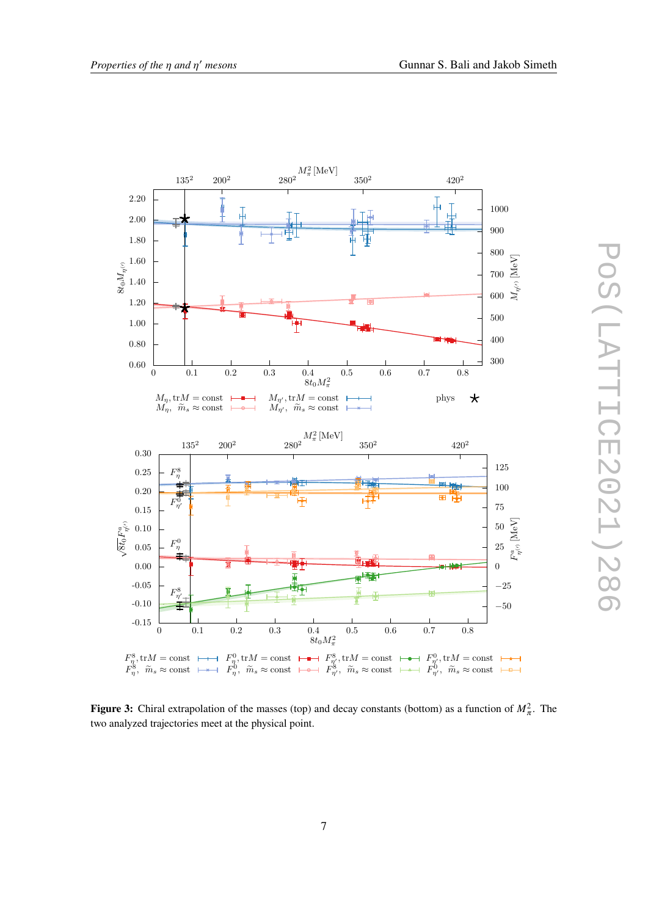**Figure 3:** Chiral extrapolation of the masses (top) and decay constants (bottom) as a function of $M_\pi^2$. The two analyzed trajectories meet at the physical point.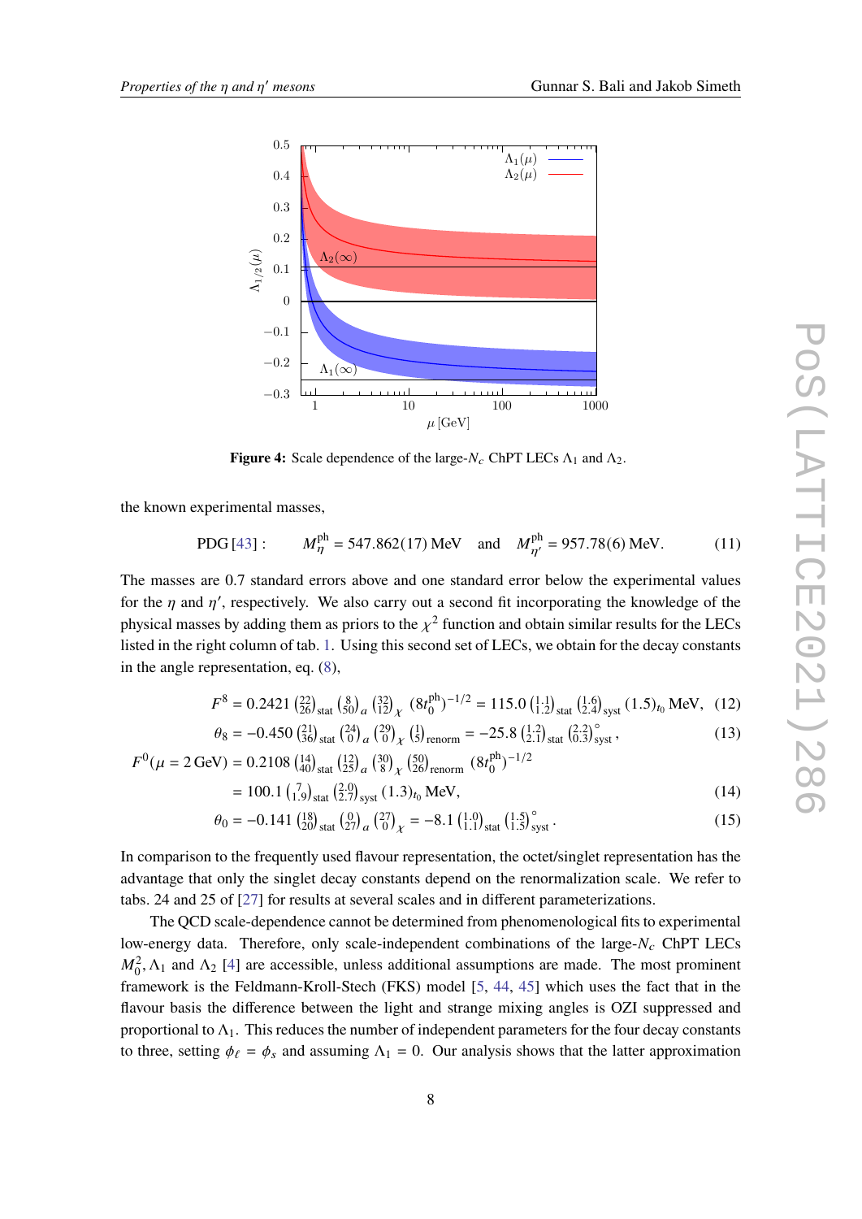Figure 4: Scale dependence of the large-$N_c$ ChPT LECs $\Lambda_1$ and $\Lambda_2$.

the known experimental masses,

$$\text{PDG [43]}: \qquad M_\eta^{\text{ph}} = 547.862(17)\,\text{MeV} \quad \text{and} \quad M_{\eta'}^{\text{ph}} = 957.78(6)\,\text{MeV}. \tag{11}$$

The masses are 0.7 standard errors above and one standard error below the experimental values for the $\eta$ and $\eta'$, respectively. We also carry out a second fit incorporating the knowledge of the physical masses by adding them as priors to the $\chi^2$ function and obtain similar results for the LECs listed in the right column of tab. 1. Using this second set of LECs, we obtain for the decay constants in the angle representation, eq. (8),

$$F^8 = 0.2421\,\binom{22}{26}_{\text{stat}}\binom{8}{50}_{a}\binom{32}{12}_{\chi}\,(8t_0^{\text{ph}})^{-1/2} = 115.0\,\binom{1.1}{1.2}_{\text{stat}}\binom{1.6}{2.4}_{\text{syst}}(1.5)_{t_0}\,\text{MeV}, \tag{12}$$

$$\theta_8 = -0.450\,\binom{21}{36}_{\text{stat}}\binom{24}{0}_{a}\binom{29}{0}_{\chi}\binom{1}{5}_{\text{renorm}} = -25.8\,\binom{1.2}{2.1}_{\text{stat}}\binom{2.2}{0.3}^{\circ}_{\text{syst}}, \tag{13}$$

$$F^0(\mu = 2\,\text{GeV}) = 0.2108\,\binom{14}{40}_{\text{stat}}\binom{12}{25}_{a}\binom{30}{8}_{\chi}\binom{50}{26}_{\text{renorm}}(8t_0^{\text{ph}})^{-1/2}$$

$$= 100.1\,\binom{7}{1.9}_{\text{stat}}\binom{2.0}{2.7}_{\text{syst}}(1.3)_{t_0}\,\text{MeV}, \tag{14}$$

$$\theta_0 = -0.141\,\binom{18}{20}_{\text{stat}}\binom{0}{27}_{a}\binom{27}{0}_{\chi} = -8.1\,\binom{1.0}{1.1}_{\text{stat}}\binom{1.5}{1.5}^{\circ}_{\text{syst}}. \tag{15}$$

In comparison to the frequently used flavour representation, the octet/singlet representation has the advantage that only the singlet decay constants depend on the renormalization scale. We refer to tabs. 24 and 25 of [27] for results at several scales and in different parameterizations.

The QCD scale-dependence cannot be determined from phenomenological fits to experimental low-energy data. Therefore, only scale-independent combinations of the large-$N_c$ ChPT LECs $M_0^2, \Lambda_1$ and $\Lambda_2$ [4] are accessible, unless additional assumptions are made. The most prominent framework is the Feldmann-Kroll-Stech (FKS) model [5, 44, 45] which uses the fact that in the flavour basis the difference between the light and strange mixing angles is OZI suppressed and proportional to $\Lambda_1$. This reduces the number of independent parameters for the four decay constants to three, setting $\phi_\ell = \phi_s$ and assuming $\Lambda_1 = 0$. Our analysis shows that the latter approximation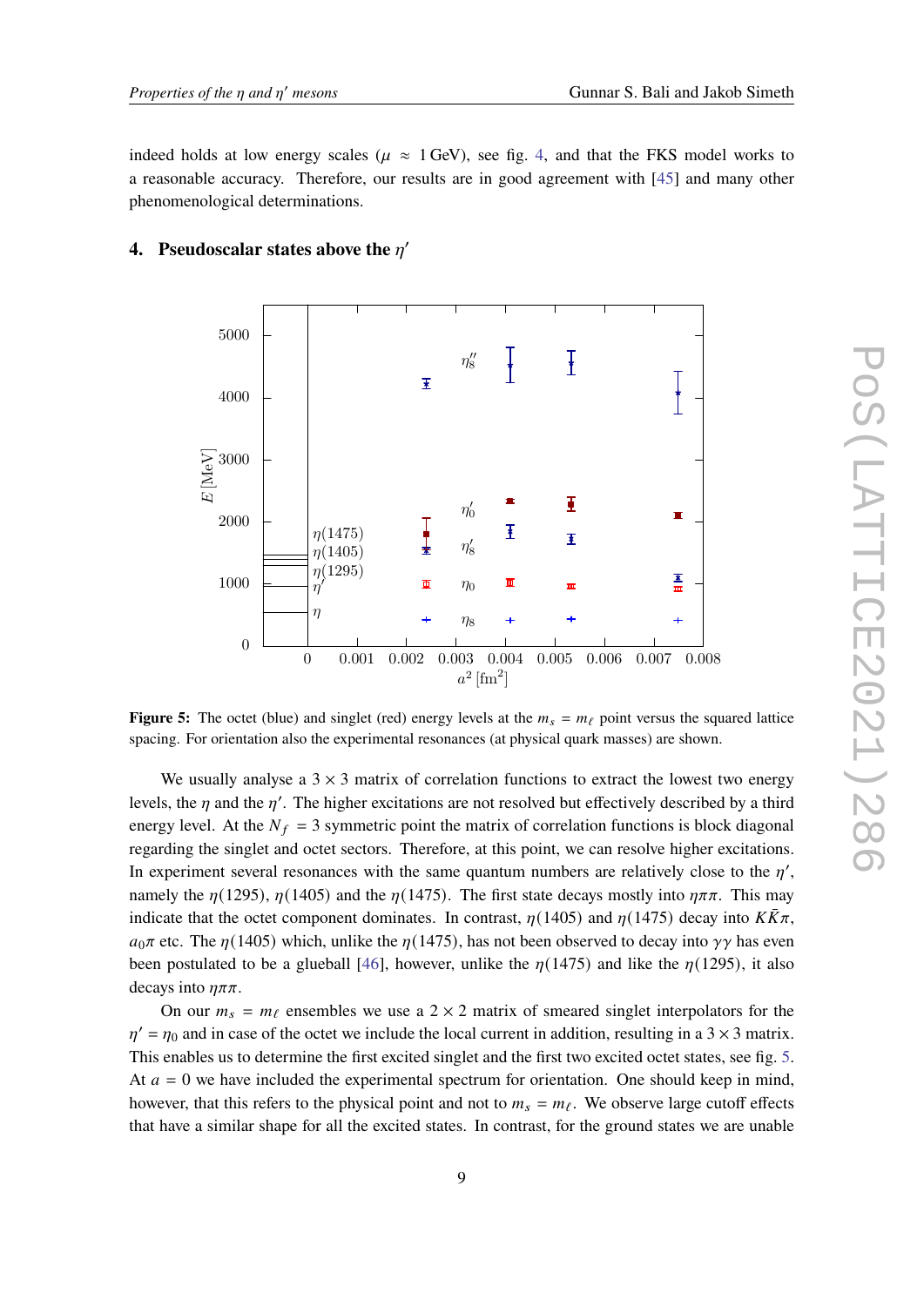indeed holds at low energy scales ($\mu \approx 1\,\text{GeV}$), see fig. 4, and that the FKS model works to a reasonable accuracy. Therefore, our results are in good agreement with [45] and many other phenomenological determinations.

## 4. Pseudoscalar states above the $\eta'$

**Figure 5:** The octet (blue) and singlet (red) energy levels at the $m_s = m_\ell$ point versus the squared lattice spacing. For orientation also the experimental resonances (at physical quark masses) are shown.

We usually analyse a $3 \times 3$ matrix of correlation functions to extract the lowest two energy levels, the $\eta$ and the $\eta'$. The higher excitations are not resolved but effectively described by a third energy level. At the $N_f = 3$ symmetric point the matrix of correlation functions is block diagonal regarding the singlet and octet sectors. Therefore, at this point, we can resolve higher excitations. In experiment several resonances with the same quantum numbers are relatively close to the $\eta'$, namely the $\eta(1295)$, $\eta(1405)$ and the $\eta(1475)$. The first state decays mostly into $\eta\pi\pi$. This may indicate that the octet component dominates. In contrast, $\eta(1405)$ and $\eta(1475)$ decay into $K\bar{K}\pi$, $a_0\pi$ etc. The $\eta(1405)$ which, unlike the $\eta(1475)$, has not been observed to decay into $\gamma\gamma$ has even been postulated to be a glueball [46], however, unlike the $\eta(1475)$ and like the $\eta(1295)$, it also decays into $\eta\pi\pi$.

On our $m_s = m_\ell$ ensembles we use a $2 \times 2$ matrix of smeared singlet interpolators for the $\eta' = \eta_0$ and in case of the octet we include the local current in addition, resulting in a $3 \times 3$ matrix. This enables us to determine the first excited singlet and the first two excited octet states, see fig. 5. At $a = 0$ we have included the experimental spectrum for orientation. One should keep in mind, however, that this refers to the physical point and not to $m_s = m_\ell$. We observe large cutoff effects that have a similar shape for all the excited states. In contrast, for the ground states we are unable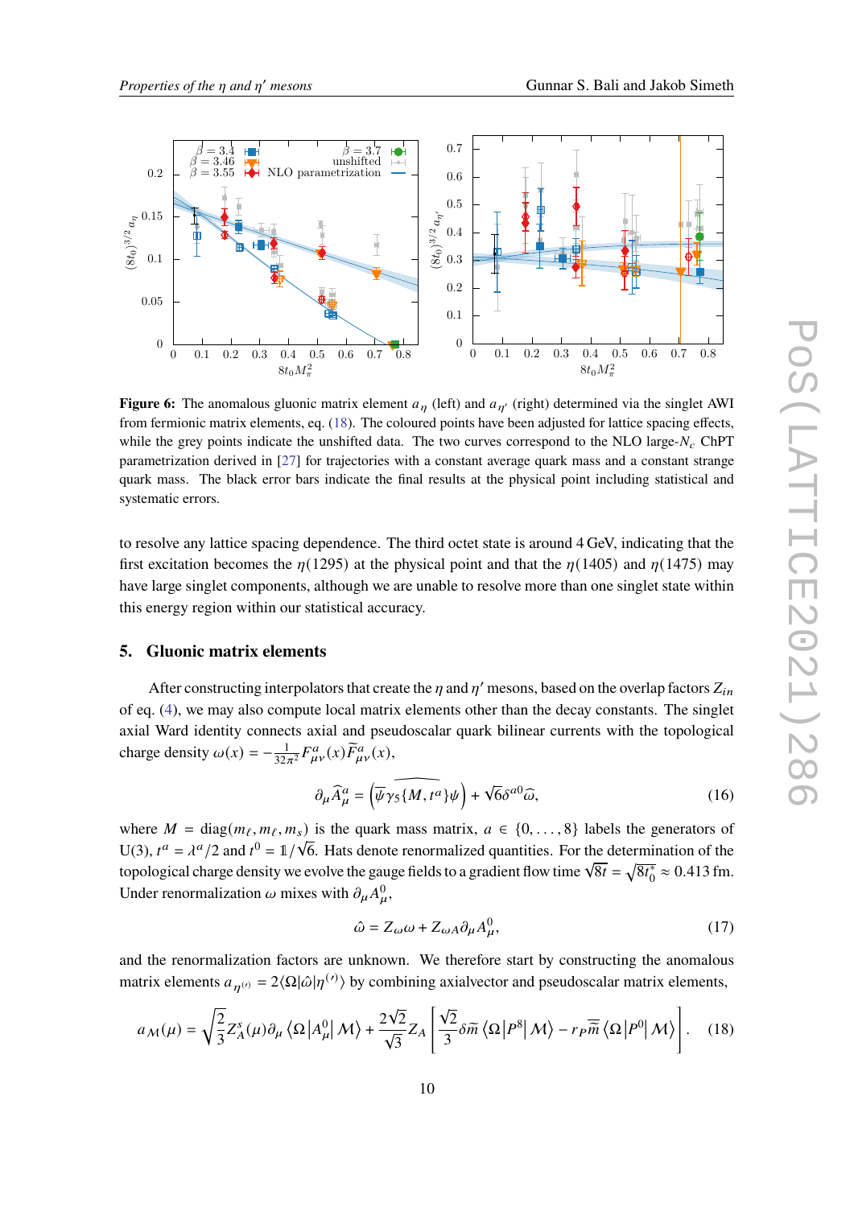**Figure 6:** The anomalous gluonic matrix element $a_\eta$ (left) and $a_{\eta'}$ (right) determined via the singlet AWI from fermionic matrix elements, eq. (18). The coloured points have been adjusted for lattice spacing effects, while the grey points indicate the unshifted data. The two curves correspond to the NLO large-$N_c$ ChPT parametrization derived in [27] for trajectories with a constant average quark mass and a constant strange quark mass. The black error bars indicate the final results at the physical point including statistical and systematic errors.

to resolve any lattice spacing dependence. The third octet state is around 4 GeV, indicating that the first excitation becomes the $\eta(1295)$ at the physical point and that the $\eta(1405)$ and $\eta(1475)$ may have large singlet components, although we are unable to resolve more than one singlet state within this energy region within our statistical accuracy.

## 5. Gluonic matrix elements

After constructing interpolators that create the $\eta$ and $\eta'$ mesons, based on the overlap factors $Z_{in}$ of eq. (4), we may also compute local matrix elements other than the decay constants. The singlet axial Ward identity connects axial and pseudoscalar quark bilinear currents with the topological charge density $\omega(x) = -\frac{1}{32\pi^2} F^a_{\mu\nu}(x)\widetilde{F}^a_{\mu\nu}(x)$,

$$\partial_\mu \widehat{A}^a_\mu = \left(\widehat{\bar{\psi}\gamma_5\{M,t^a\}\psi}\right) + \sqrt{6}\delta^{a0}\widehat{\omega}, \tag{16}$$

where $M = \mathrm{diag}(m_\ell, m_\ell, m_s)$ is the quark mass matrix, $a \in \{0,\ldots,8\}$ labels the generators of U(3), $t^a = \lambda^a/2$ and $t^0 = \mathbb{1}/\sqrt{6}$. Hats denote renormalized quantities. For the determination of the topological charge density we evolve the gauge fields to a gradient flow time $\sqrt{8t} = \sqrt{8t_0^\star} \approx 0.413\,\mathrm{fm}$. Under renormalization $\omega$ mixes with $\partial_\mu A^0_\mu$,

$$\hat{\omega} = Z_\omega \omega + Z_{\omega A}\partial_\mu A^0_\mu, \tag{17}$$

and the renormalization factors are unknown. We therefore start by constructing the anomalous matrix elements $a_{\eta^{(\prime)}} = 2\langle\Omega|\hat{\omega}|\eta^{(\prime)}\rangle$ by combining axialvector and pseudoscalar matrix elements,

$$a_{\mathcal{M}}(\mu) = \sqrt{\frac{2}{3}} Z^s_A(\mu)\partial_\mu \langle\Omega|A^0_\mu|\mathcal{M}\rangle + \frac{2\sqrt{2}}{\sqrt{3}} Z_A \left[\frac{\sqrt{2}}{3}\delta\widetilde{m}\,\langle\Omega|P^8|\mathcal{M}\rangle - r_P\overline{\widetilde{m}}\,\langle\Omega|P^0|\mathcal{M}\rangle\right]. \tag{18}$$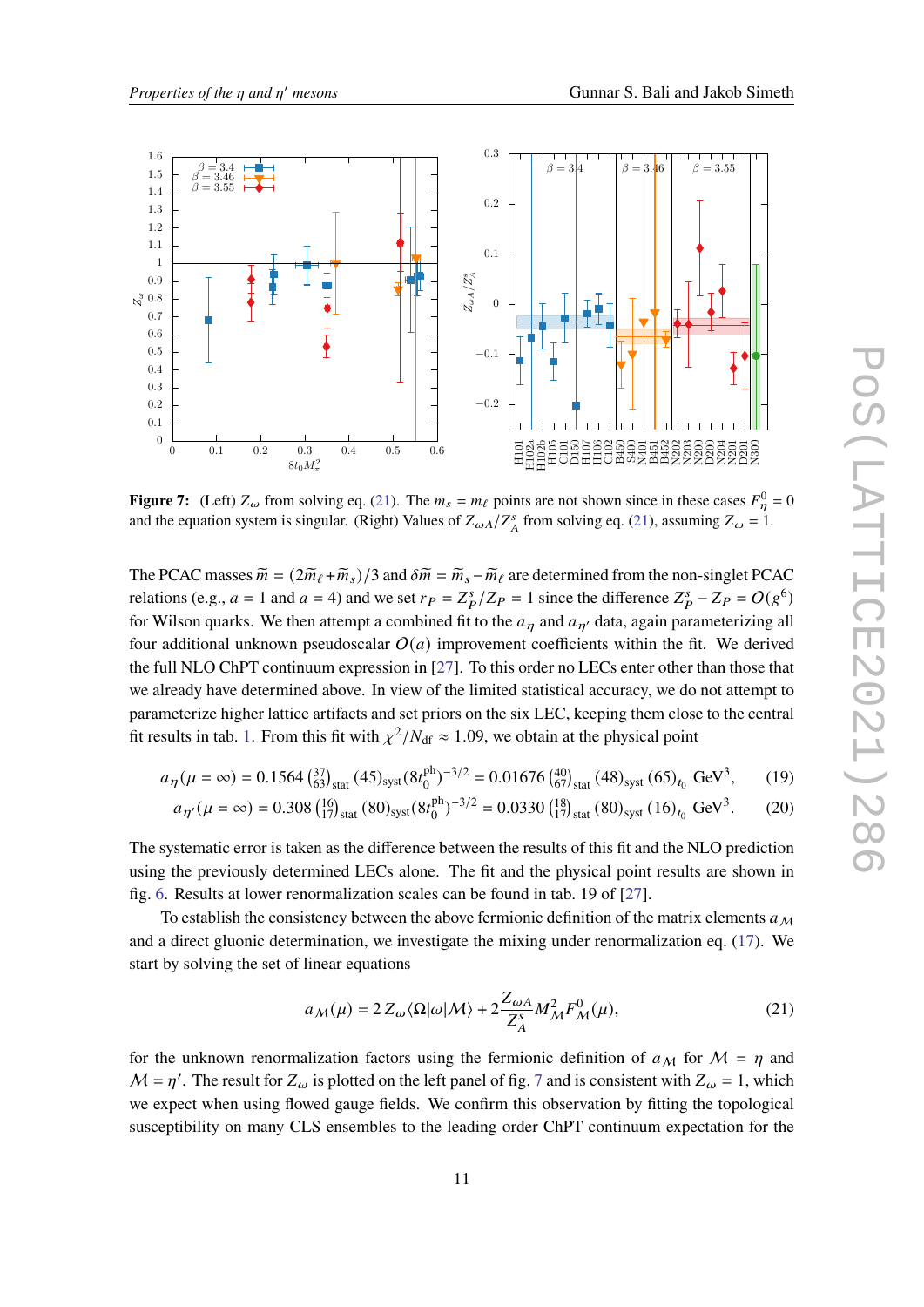**Figure 7:** (Left) $Z_\omega$ from solving eq. (21). The $m_s = m_\ell$ points are not shown since in these cases $F^0_\eta = 0$ and the equation system is singular. (Right) Values of $Z_{\omega A}/Z^s_A$ from solving eq. (21), assuming $Z_\omega = 1$.

The PCAC masses $\overline{\widetilde{m}} = (2\widetilde{m}_\ell + \widetilde{m}_s)/3$ and $\delta\widetilde{m} = \widetilde{m}_s - \widetilde{m}_\ell$ are determined from the non-singlet PCAC relations (e.g., $a = 1$ and $a = 4$) and we set $r_P = Z^s_P/Z_P = 1$ since the difference $Z^s_P - Z_P = O(g^6)$ for Wilson quarks. We then attempt a combined fit to the $a_\eta$ and $a_{\eta'}$ data, again parameterizing all four additional unknown pseudoscalar $O(a)$ improvement coefficients within the fit. We derived the full NLO ChPT continuum expression in [27]. To this order no LECs enter other than those that we already have determined above. In view of the limited statistical accuracy, we do not attempt to parameterize higher lattice artifacts and set priors on the six LEC, keeping them close to the central fit results in tab. 1. From this fit with $\chi^2/N_{\mathrm{df}} \approx 1.09$, we obtain at the physical point

$$a_\eta(\mu = \infty) = 0.1564\,\left({}^{37}_{63}\right)_{\mathrm{stat}}\,(45)_{\mathrm{syst}}(8t_0^{\mathrm{ph}})^{-3/2} = 0.01676\,\left({}^{40}_{67}\right)_{\mathrm{stat}}\,(48)_{\mathrm{syst}}\,(65)_{t_0}\ \mathrm{GeV}^3, \tag{19}$$

$$a_{\eta'}(\mu = \infty) = 0.308\,\left({}^{16}_{17}\right)_{\mathrm{stat}}\,(80)_{\mathrm{syst}}(8t_0^{\mathrm{ph}})^{-3/2} = 0.0330\,\left({}^{18}_{17}\right)_{\mathrm{stat}}\,(80)_{\mathrm{syst}}\,(16)_{t_0}\ \mathrm{GeV}^3. \tag{20}$$

The systematic error is taken as the difference between the results of this fit and the NLO prediction using the previously determined LECs alone. The fit and the physical point results are shown in fig. 6. Results at lower renormalization scales can be found in tab. 19 of [27].

To establish the consistency between the above fermionic definition of the matrix elements $a_{\mathcal{M}}$ and a direct gluonic determination, we investigate the mixing under renormalization eq. (17). We start by solving the set of linear equations

$$a_{\mathcal{M}}(\mu) = 2\,Z_\omega\langle\Omega|\omega|\mathcal{M}\rangle + 2\frac{Z_{\omega A}}{Z^s_A}M^2_{\mathcal{M}}F^0_{\mathcal{M}}(\mu), \tag{21}$$

for the unknown renormalization factors using the fermionic definition of $a_{\mathcal{M}}$ for $\mathcal{M} = \eta$ and $\mathcal{M} = \eta'$. The result for $Z_\omega$ is plotted on the left panel of fig. 7 and is consistent with $Z_\omega = 1$, which we expect when using flowed gauge fields. We confirm this observation by fitting the topological susceptibility on many CLS ensembles to the leading order ChPT continuum expectation for the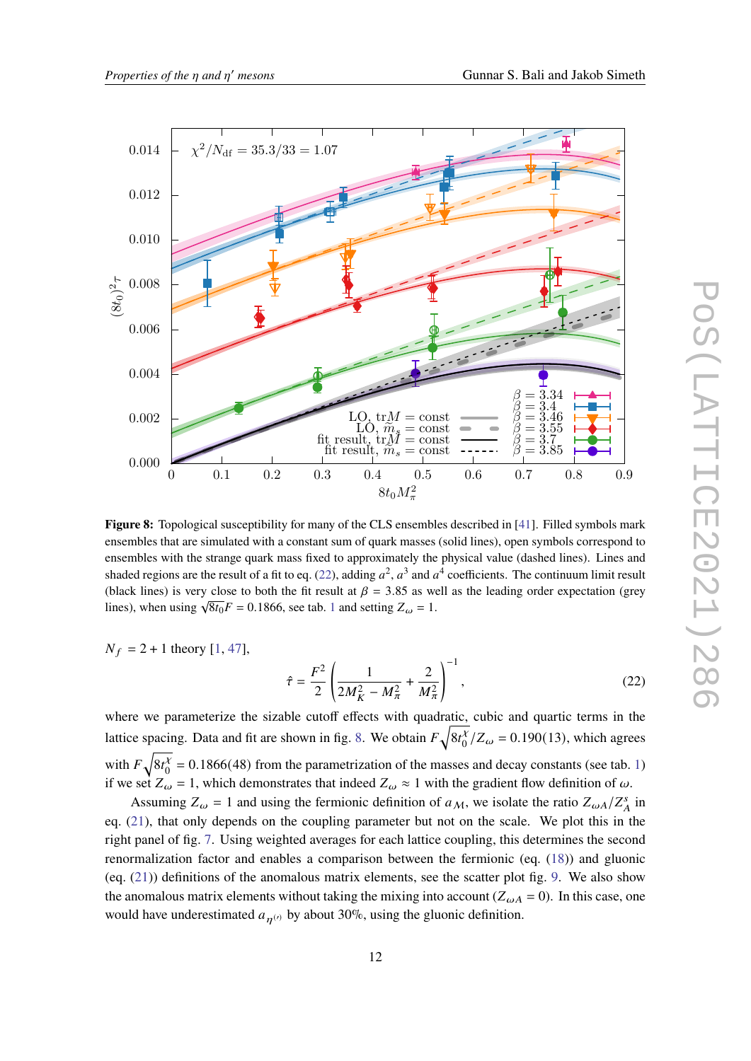**Figure 8:** Topological susceptibility for many of the CLS ensembles described in [41]. Filled symbols mark ensembles that are simulated with a constant sum of quark masses (solid lines), open symbols correspond to ensembles with the strange quark mass fixed to approximately the physical value (dashed lines). Lines and shaded regions are the result of a fit to eq. (22), adding $a^2$, $a^3$ and $a^4$ coefficients. The continuum limit result (black lines) is very close to both the fit result at $\beta = 3.85$ as well as the leading order expectation (grey lines), when using $\sqrt{8t_0}F = 0.1866$, see tab. 1 and setting $Z_\omega = 1$.

$N_f = 2 + 1$ theory [1, 47],

$$\hat{\tau} = \frac{F^2}{2}\left(\frac{1}{2M_K^2 - M_\pi^2} + \frac{2}{M_\pi^2}\right)^{-1}, \tag{22}$$

where we parameterize the sizable cutoff effects with quadratic, cubic and quartic terms in the lattice spacing. Data and fit are shown in fig. 8. We obtain $F\sqrt{8t_0^\chi}/Z_\omega = 0.190(13)$, which agrees with $F\sqrt{8t_0^\chi} = 0.1866(48)$ from the parametrization of the masses and decay constants (see tab. 1) if we set $Z_\omega = 1$, which demonstrates that indeed $Z_\omega \approx 1$ with the gradient flow definition of $\omega$.

Assuming $Z_\omega = 1$ and using the fermionic definition of $a_\mathcal{M}$, we isolate the ratio $Z_{\omega A}/Z_A^s$ in eq. (21), that only depends on the coupling parameter but not on the scale. We plot this in the right panel of fig. 7. Using weighted averages for each lattice coupling, this determines the second renormalization factor and enables a comparison between the fermionic (eq. (18)) and gluonic (eq. (21)) definitions of the anomalous matrix elements, see the scatter plot fig. 9. We also show the anomalous matrix elements without taking the mixing into account ($Z_{\omega A} = 0$). In this case, one would have underestimated $a_{\eta^{(\prime)}}$ by about 30%, using the gluonic definition.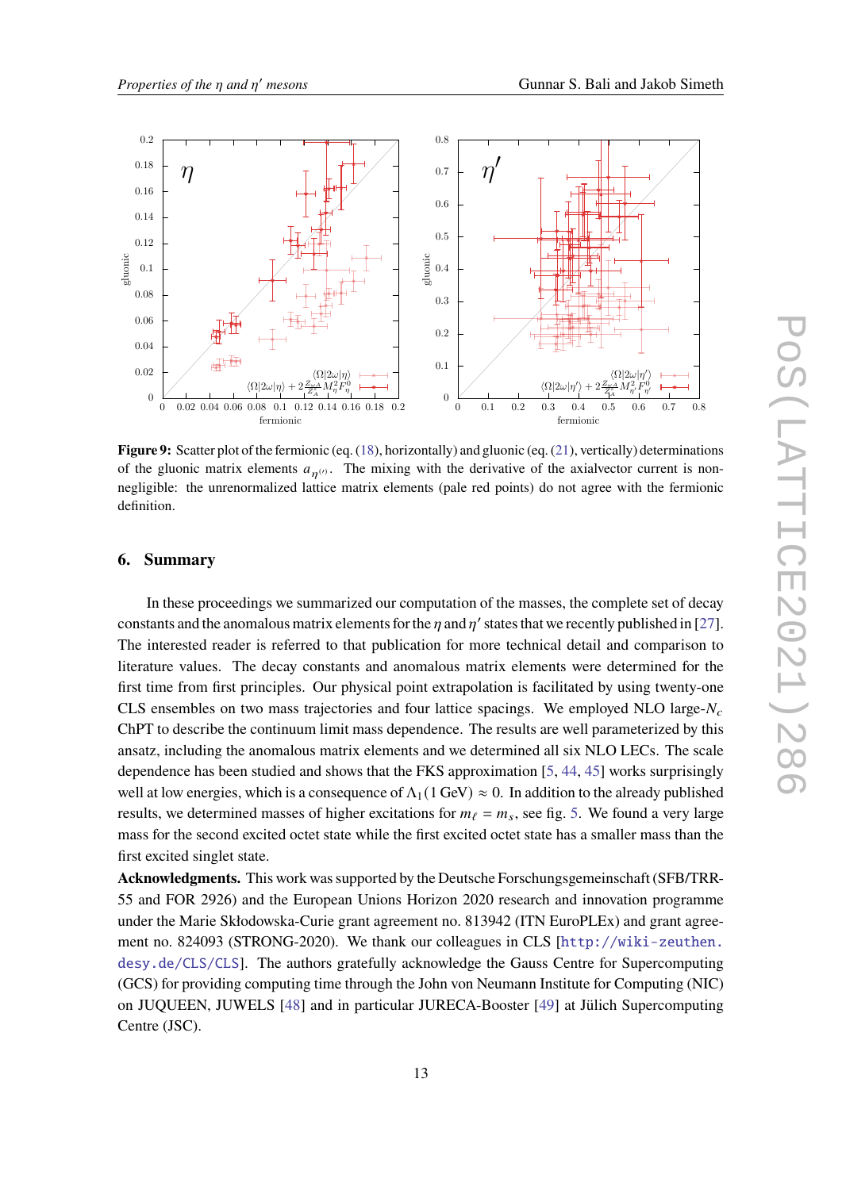**Figure 9:** Scatter plot of the fermionic (eq. (18), horizontally) and gluonic (eq. (21), vertically) determinations of the gluonic matrix elements $a_{\eta^{(\prime)}}$. The mixing with the derivative of the axialvector current is non-negligible: the unrenormalized lattice matrix elements (pale red points) do not agree with the fermionic definition.

## 6. Summary

In these proceedings we summarized our computation of the masses, the complete set of decay constants and the anomalous matrix elements for the $\eta$ and $\eta'$ states that we recently published in [27]. The interested reader is referred to that publication for more technical detail and comparison to literature values. The decay constants and anomalous matrix elements were determined for the first time from first principles. Our physical point extrapolation is facilitated by using twenty-one CLS ensembles on two mass trajectories and four lattice spacings. We employed NLO large-$N_c$ ChPT to describe the continuum limit mass dependence. The results are well parameterized by this ansatz, including the anomalous matrix elements and we determined all six NLO LECs. The scale dependence has been studied and shows that the FKS approximation [5, 44, 45] works surprisingly well at low energies, which is a consequence of $\Lambda_1(1\,\text{GeV}) \approx 0$. In addition to the already published results, we determined masses of higher excitations for $m_\ell = m_s$, see fig. 5. We found a very large mass for the second excited octet state while the first excited octet state has a smaller mass than the first excited singlet state.

**Acknowledgments.** This work was supported by the Deutsche Forschungsgemeinschaft (SFB/TRR-55 and FOR 2926) and the European Unions Horizon 2020 research and innovation programme under the Marie Skłodowska-Curie grant agreement no. 813942 (ITN EuroPLEx) and grant agreement no. 824093 (STRONG-2020). We thank our colleagues in CLS [http://wiki-zeuthen.desy.de/CLS/CLS]. The authors gratefully acknowledge the Gauss Centre for Supercomputing (GCS) for providing computing time through the John von Neumann Institute for Computing (NIC) on JUQUEEN, JUWELS [48] and in particular JURECA-Booster [49] at Jülich Supercomputing Centre (JSC).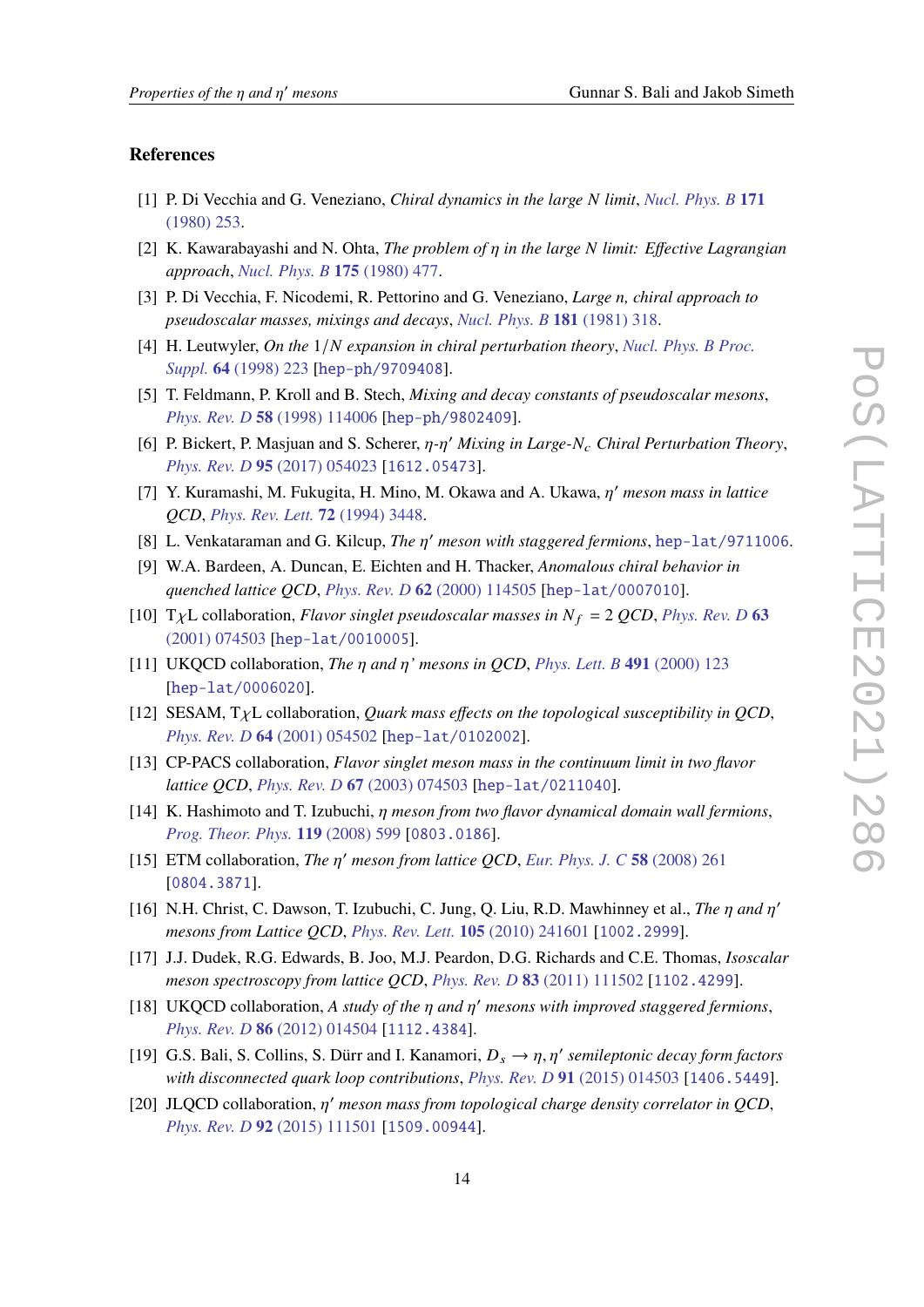## References

[1] P. Di Vecchia and G. Veneziano, *Chiral dynamics in the large N limit*, Nucl. Phys. B **171** (1980) 253.

[2] K. Kawarabayashi and N. Ohta, *The problem of $\eta$ in the large N limit: Effective Lagrangian approach*, Nucl. Phys. B **175** (1980) 477.

[3] P. Di Vecchia, F. Nicodemi, R. Pettorino and G. Veneziano, *Large n, chiral approach to pseudoscalar masses, mixings and decays*, Nucl. Phys. B **181** (1981) 318.

[4] H. Leutwyler, *On the $1/N$ expansion in chiral perturbation theory*, Nucl. Phys. B Proc. Suppl. **64** (1998) 223 [hep-ph/9709408].

[5] T. Feldmann, P. Kroll and B. Stech, *Mixing and decay constants of pseudoscalar mesons*, Phys. Rev. D **58** (1998) 114006 [hep-ph/9802409].

[6] P. Bickert, P. Masjuan and S. Scherer, *$\eta$-$\eta'$ Mixing in Large-$N_c$ Chiral Perturbation Theory*, Phys. Rev. D **95** (2017) 054023 [1612.05473].

[7] Y. Kuramashi, M. Fukugita, H. Mino, M. Okawa and A. Ukawa, *$\eta'$ meson mass in lattice QCD*, Phys. Rev. Lett. **72** (1994) 3448.

[8] L. Venkataraman and G. Kilcup, *The $\eta'$ meson with staggered fermions*, hep-lat/9711006.

[9] W.A. Bardeen, A. Duncan, E. Eichten and H. Thacker, *Anomalous chiral behavior in quenched lattice QCD*, Phys. Rev. D **62** (2000) 114505 [hep-lat/0007010].

[10] T$\chi$L collaboration, *Flavor singlet pseudoscalar masses in $N_f = 2$ QCD*, Phys. Rev. D **63** (2001) 074503 [hep-lat/0010005].

[11] UKQCD collaboration, *The $\eta$ and $\eta$' mesons in QCD*, Phys. Lett. B **491** (2000) 123 [hep-lat/0006020].

[12] SESAM, T$\chi$L collaboration, *Quark mass effects on the topological susceptibility in QCD*, Phys. Rev. D **64** (2001) 054502 [hep-lat/0102002].

[13] CP-PACS collaboration, *Flavor singlet meson mass in the continuum limit in two flavor lattice QCD*, Phys. Rev. D **67** (2003) 074503 [hep-lat/0211040].

[14] K. Hashimoto and T. Izubuchi, *$\eta$ meson from two flavor dynamical domain wall fermions*, Prog. Theor. Phys. **119** (2008) 599 [0803.0186].

[15] ETM collaboration, *The $\eta'$ meson from lattice QCD*, Eur. Phys. J. C **58** (2008) 261 [0804.3871].

[16] N.H. Christ, C. Dawson, T. Izubuchi, C. Jung, Q. Liu, R.D. Mawhinney et al., *The $\eta$ and $\eta'$ mesons from Lattice QCD*, Phys. Rev. Lett. **105** (2010) 241601 [1002.2999].

[17] J.J. Dudek, R.G. Edwards, B. Joo, M.J. Peardon, D.G. Richards and C.E. Thomas, *Isoscalar meson spectroscopy from lattice QCD*, Phys. Rev. D **83** (2011) 111502 [1102.4299].

[18] UKQCD collaboration, *A study of the $\eta$ and $\eta'$ mesons with improved staggered fermions*, Phys. Rev. D **86** (2012) 014504 [1112.4384].

[19] G.S. Bali, S. Collins, S. Dürr and I. Kanamori, *$D_s \to \eta, \eta'$ semileptonic decay form factors with disconnected quark loop contributions*, Phys. Rev. D **91** (2015) 014503 [1406.5449].

[20] JLQCD collaboration, *$\eta'$ meson mass from topological charge density correlator in QCD*, Phys. Rev. D **92** (2015) 111501 [1509.00944].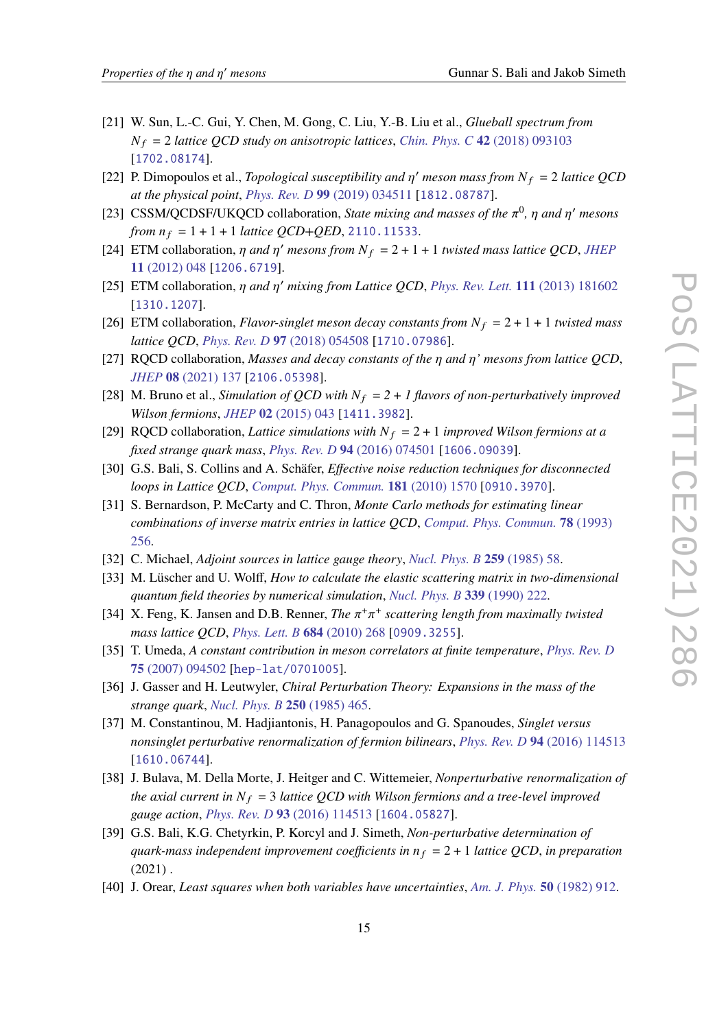[21] W. Sun, L.-C. Gui, Y. Chen, M. Gong, C. Liu, Y.-B. Liu et al., *Glueball spectrum from $N_f = 2$ lattice QCD study on anisotropic lattices*, *Chin. Phys. C* **42** (2018) 093103 [1702.08174].

[22] P. Dimopoulos et al., *Topological susceptibility and $\eta'$ meson mass from $N_f = 2$ lattice QCD at the physical point*, *Phys. Rev. D* **99** (2019) 034511 [1812.08787].

[23] CSSM/QCDSF/UKQCD collaboration, *State mixing and masses of the $\pi^0$, $\eta$ and $\eta'$ mesons from $n_f = 1 + 1 + 1$ lattice QCD+QED*, 2110.11533.

[24] ETM collaboration, *$\eta$ and $\eta'$ mesons from $N_f = 2 + 1 + 1$ twisted mass lattice QCD*, *JHEP* **11** (2012) 048 [1206.6719].

[25] ETM collaboration, *$\eta$ and $\eta'$ mixing from Lattice QCD*, *Phys. Rev. Lett.* **111** (2013) 181602 [1310.1207].

[26] ETM collaboration, *Flavor-singlet meson decay constants from $N_f = 2 + 1 + 1$ twisted mass lattice QCD*, *Phys. Rev. D* **97** (2018) 054508 [1710.07986].

[27] RQCD collaboration, *Masses and decay constants of the $\eta$ and $\eta$' mesons from lattice QCD*, *JHEP* **08** (2021) 137 [2106.05398].

[28] M. Bruno et al., *Simulation of QCD with $N_f = 2 + 1$ flavors of non-perturbatively improved Wilson fermions*, *JHEP* **02** (2015) 043 [1411.3982].

[29] RQCD collaboration, *Lattice simulations with $N_f = 2 + 1$ improved Wilson fermions at a fixed strange quark mass*, *Phys. Rev. D* **94** (2016) 074501 [1606.09039].

[30] G.S. Bali, S. Collins and A. Schäfer, *Effective noise reduction techniques for disconnected loops in Lattice QCD*, *Comput. Phys. Commun.* **181** (2010) 1570 [0910.3970].

[31] S. Bernardson, P. McCarty and C. Thron, *Monte Carlo methods for estimating linear combinations of inverse matrix entries in lattice QCD*, *Comput. Phys. Commun.* **78** (1993) 256.

[32] C. Michael, *Adjoint sources in lattice gauge theory*, *Nucl. Phys. B* **259** (1985) 58.

[33] M. Lüscher and U. Wolff, *How to calculate the elastic scattering matrix in two-dimensional quantum field theories by numerical simulation*, *Nucl. Phys. B* **339** (1990) 222.

[34] X. Feng, K. Jansen and D.B. Renner, *The $\pi^+\pi^+$ scattering length from maximally twisted mass lattice QCD*, *Phys. Lett. B* **684** (2010) 268 [0909.3255].

[35] T. Umeda, *A constant contribution in meson correlators at finite temperature*, *Phys. Rev. D* **75** (2007) 094502 [hep-lat/0701005].

[36] J. Gasser and H. Leutwyler, *Chiral Perturbation Theory: Expansions in the mass of the strange quark*, *Nucl. Phys. B* **250** (1985) 465.

[37] M. Constantinou, M. Hadjiantonis, H. Panagopoulos and G. Spanoudes, *Singlet versus nonsinglet perturbative renormalization of fermion bilinears*, *Phys. Rev. D* **94** (2016) 114513 [1610.06744].

[38] J. Bulava, M. Della Morte, J. Heitger and C. Wittemeier, *Nonperturbative renormalization of the axial current in $N_f = 3$ lattice QCD with Wilson fermions and a tree-level improved gauge action*, *Phys. Rev. D* **93** (2016) 114513 [1604.05827].

[39] G.S. Bali, K.G. Chetyrkin, P. Korcyl and J. Simeth, *Non-perturbative determination of quark-mass independent improvement coefficients in $n_f = 2 + 1$ lattice QCD*, *in preparation* (2021) .

[40] J. Orear, *Least squares when both variables have uncertainties*, *Am. J. Phys.* **50** (1982) 912.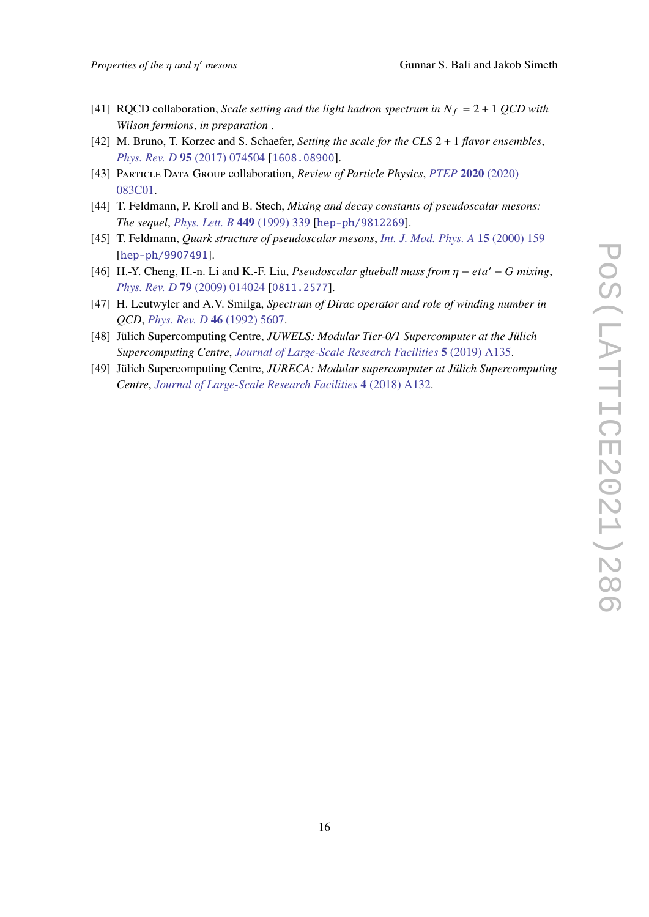[41] RQCD collaboration, *Scale setting and the light hadron spectrum in $N_f = 2 + 1$ QCD with Wilson fermions*, *in preparation* .

[42] M. Bruno, T. Korzec and S. Schaefer, *Setting the scale for the CLS 2 + 1 flavor ensembles*, *Phys. Rev. D* **95** (2017) 074504 [1608.08900].

[43] Particle Data Group collaboration, *Review of Particle Physics*, *PTEP* **2020** (2020) 083C01.

[44] T. Feldmann, P. Kroll and B. Stech, *Mixing and decay constants of pseudoscalar mesons: The sequel*, *Phys. Lett. B* **449** (1999) 339 [hep-ph/9812269].

[45] T. Feldmann, *Quark structure of pseudoscalar mesons*, *Int. J. Mod. Phys. A* **15** (2000) 159 [hep-ph/9907491].

[46] H.-Y. Cheng, H.-n. Li and K.-F. Liu, *Pseudoscalar glueball mass from $\eta - eta' - G$ mixing*, *Phys. Rev. D* **79** (2009) 014024 [0811.2577].

[47] H. Leutwyler and A.V. Smilga, *Spectrum of Dirac operator and role of winding number in QCD*, *Phys. Rev. D* **46** (1992) 5607.

[48] Jülich Supercomputing Centre, *JUWELS: Modular Tier-0/1 Supercomputer at the Jülich Supercomputing Centre*, *Journal of Large-Scale Research Facilities* **5** (2019) A135.

[49] Jülich Supercomputing Centre, *JURECA: Modular supercomputer at Jülich Supercomputing Centre*, *Journal of Large-Scale Research Facilities* **4** (2018) A132.